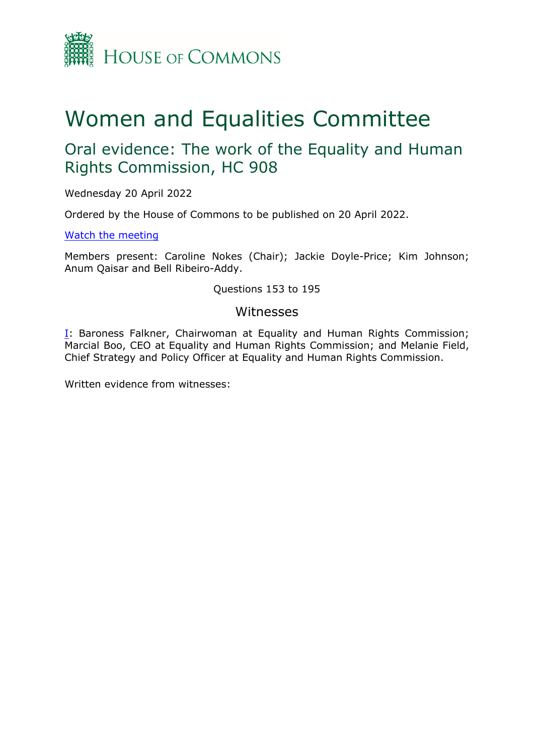# Women and Equalities Committee

## Oral evidence: The work of the Equality and Human Rights Commission, HC 908

Wednesday 20 April 2022

Ordered by the House of Commons to be published on 20 April 2022.

[Watch the meeting](#)

Members present: Caroline Nokes (Chair); Jackie Doyle-Price; Kim Johnson; Anum Qaisar and Bell Ribeiro-Addy.

Questions 153 to 195

### Witnesses

[I](#): Baroness Falkner, Chairwoman at Equality and Human Rights Commission; Marcial Boo, CEO at Equality and Human Rights Commission; and Melanie Field, Chief Strategy and Policy Officer at Equality and Human Rights Commission.

Written evidence from witnesses: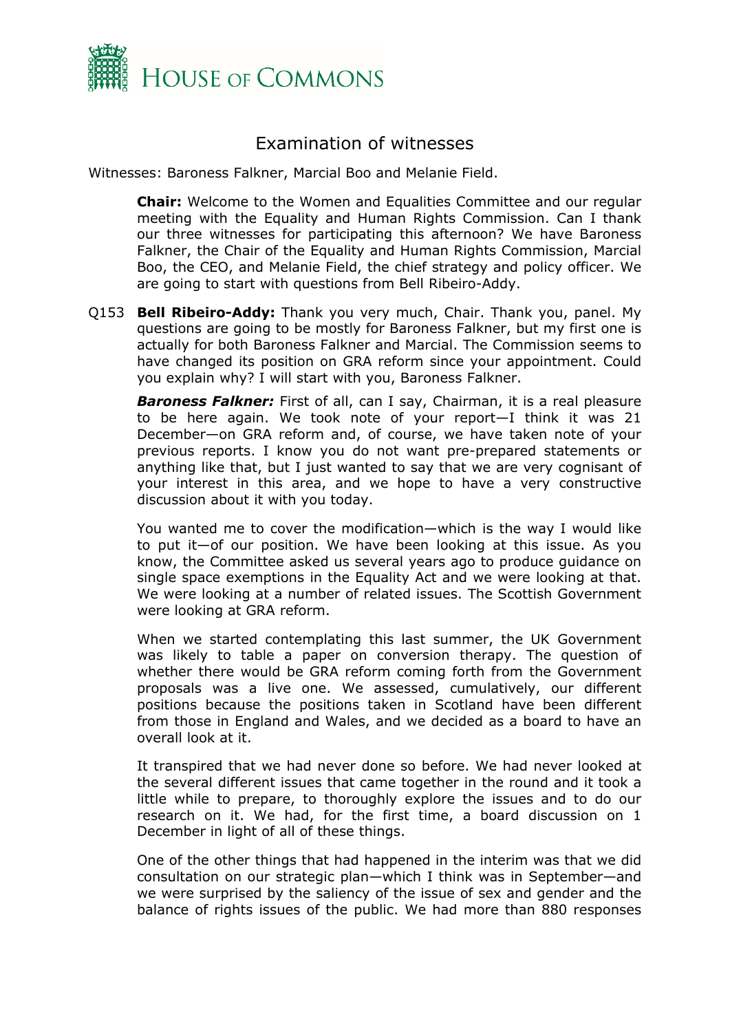# Examination of witnesses

Witnesses: Baroness Falkner, Marcial Boo and Melanie Field.

**Chair:** Welcome to the Women and Equalities Committee and our regular meeting with the Equality and Human Rights Commission. Can I thank our three witnesses for participating this afternoon? We have Baroness Falkner, the Chair of the Equality and Human Rights Commission, Marcial Boo, the CEO, and Melanie Field, the chief strategy and policy officer. We are going to start with questions from Bell Ribeiro-Addy.

Q153 **Bell Ribeiro-Addy:** Thank you very much, Chair. Thank you, panel. My questions are going to be mostly for Baroness Falkner, but my first one is actually for both Baroness Falkner and Marcial. The Commission seems to have changed its position on GRA reform since your appointment. Could you explain why? I will start with you, Baroness Falkner.

***Baroness Falkner:*** First of all, can I say, Chairman, it is a real pleasure to be here again. We took note of your report—I think it was 21 December—on GRA reform and, of course, we have taken note of your previous reports. I know you do not want pre-prepared statements or anything like that, but I just wanted to say that we are very cognisant of your interest in this area, and we hope to have a very constructive discussion about it with you today.

You wanted me to cover the modification—which is the way I would like to put it—of our position. We have been looking at this issue. As you know, the Committee asked us several years ago to produce guidance on single space exemptions in the Equality Act and we were looking at that. We were looking at a number of related issues. The Scottish Government were looking at GRA reform.

When we started contemplating this last summer, the UK Government was likely to table a paper on conversion therapy. The question of whether there would be GRA reform coming forth from the Government proposals was a live one. We assessed, cumulatively, our different positions because the positions taken in Scotland have been different from those in England and Wales, and we decided as a board to have an overall look at it.

It transpired that we had never done so before. We had never looked at the several different issues that came together in the round and it took a little while to prepare, to thoroughly explore the issues and to do our research on it. We had, for the first time, a board discussion on 1 December in light of all of these things.

One of the other things that had happened in the interim was that we did consultation on our strategic plan—which I think was in September—and we were surprised by the saliency of the issue of sex and gender and the balance of rights issues of the public. We had more than 880 responses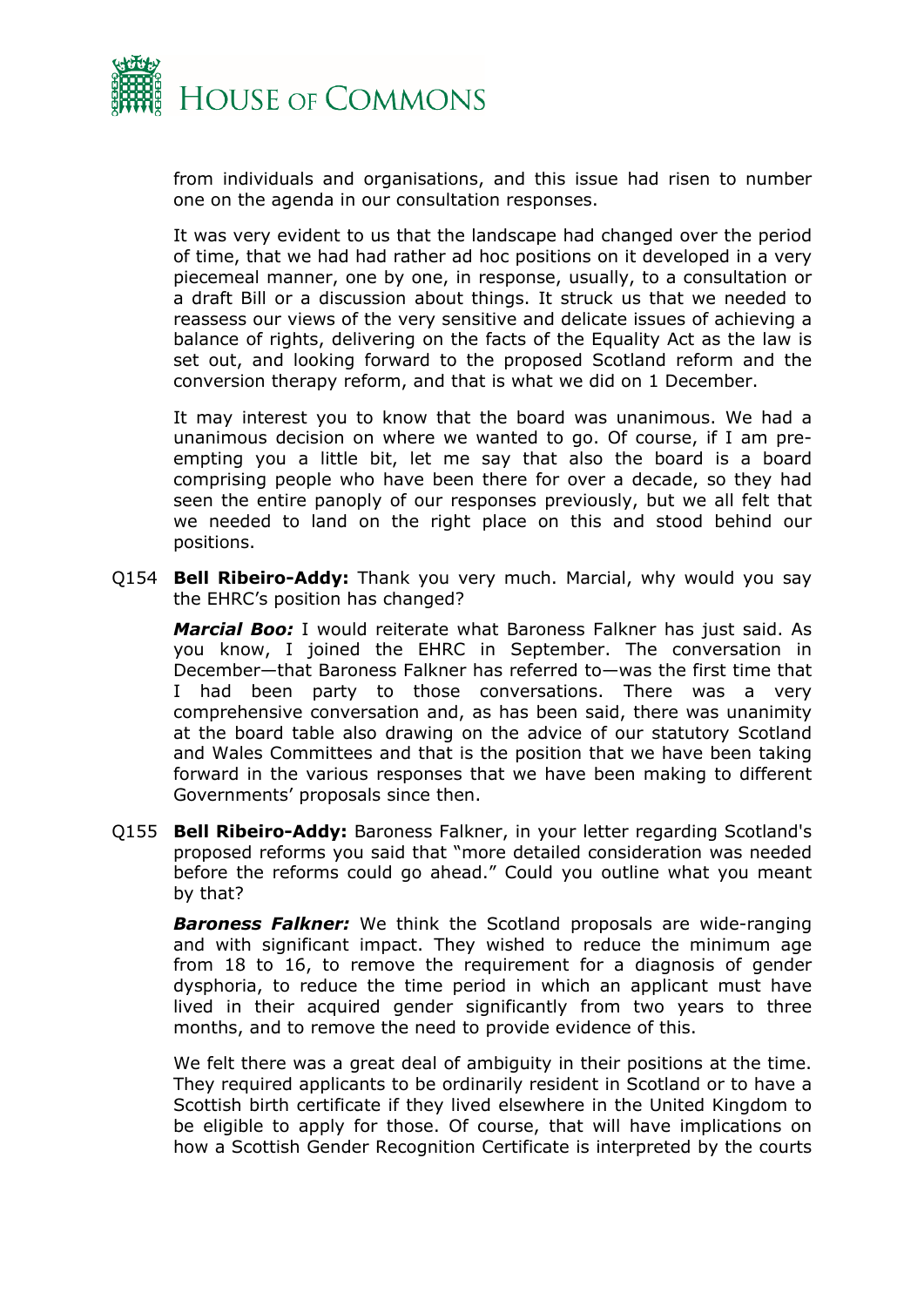from individuals and organisations, and this issue had risen to number one on the agenda in our consultation responses.

It was very evident to us that the landscape had changed over the period of time, that we had had rather ad hoc positions on it developed in a very piecemeal manner, one by one, in response, usually, to a consultation or a draft Bill or a discussion about things. It struck us that we needed to reassess our views of the very sensitive and delicate issues of achieving a balance of rights, delivering on the facts of the Equality Act as the law is set out, and looking forward to the proposed Scotland reform and the conversion therapy reform, and that is what we did on 1 December.

It may interest you to know that the board was unanimous. We had a unanimous decision on where we wanted to go. Of course, if I am pre-empting you a little bit, let me say that also the board is a board comprising people who have been there for over a decade, so they had seen the entire panoply of our responses previously, but we all felt that we needed to land on the right place on this and stood behind our positions.

Q154 **Bell Ribeiro-Addy:** Thank you very much. Marcial, why would you say the EHRC's position has changed?

***Marcial Boo:*** I would reiterate what Baroness Falkner has just said. As you know, I joined the EHRC in September. The conversation in December—that Baroness Falkner has referred to—was the first time that I had been party to those conversations. There was a very comprehensive conversation and, as has been said, there was unanimity at the board table also drawing on the advice of our statutory Scotland and Wales Committees and that is the position that we have been taking forward in the various responses that we have been making to different Governments' proposals since then.

Q155 **Bell Ribeiro-Addy:** Baroness Falkner, in your letter regarding Scotland's proposed reforms you said that "more detailed consideration was needed before the reforms could go ahead." Could you outline what you meant by that?

***Baroness Falkner:*** We think the Scotland proposals are wide-ranging and with significant impact. They wished to reduce the minimum age from 18 to 16, to remove the requirement for a diagnosis of gender dysphoria, to reduce the time period in which an applicant must have lived in their acquired gender significantly from two years to three months, and to remove the need to provide evidence of this.

We felt there was a great deal of ambiguity in their positions at the time. They required applicants to be ordinarily resident in Scotland or to have a Scottish birth certificate if they lived elsewhere in the United Kingdom to be eligible to apply for those. Of course, that will have implications on how a Scottish Gender Recognition Certificate is interpreted by the courts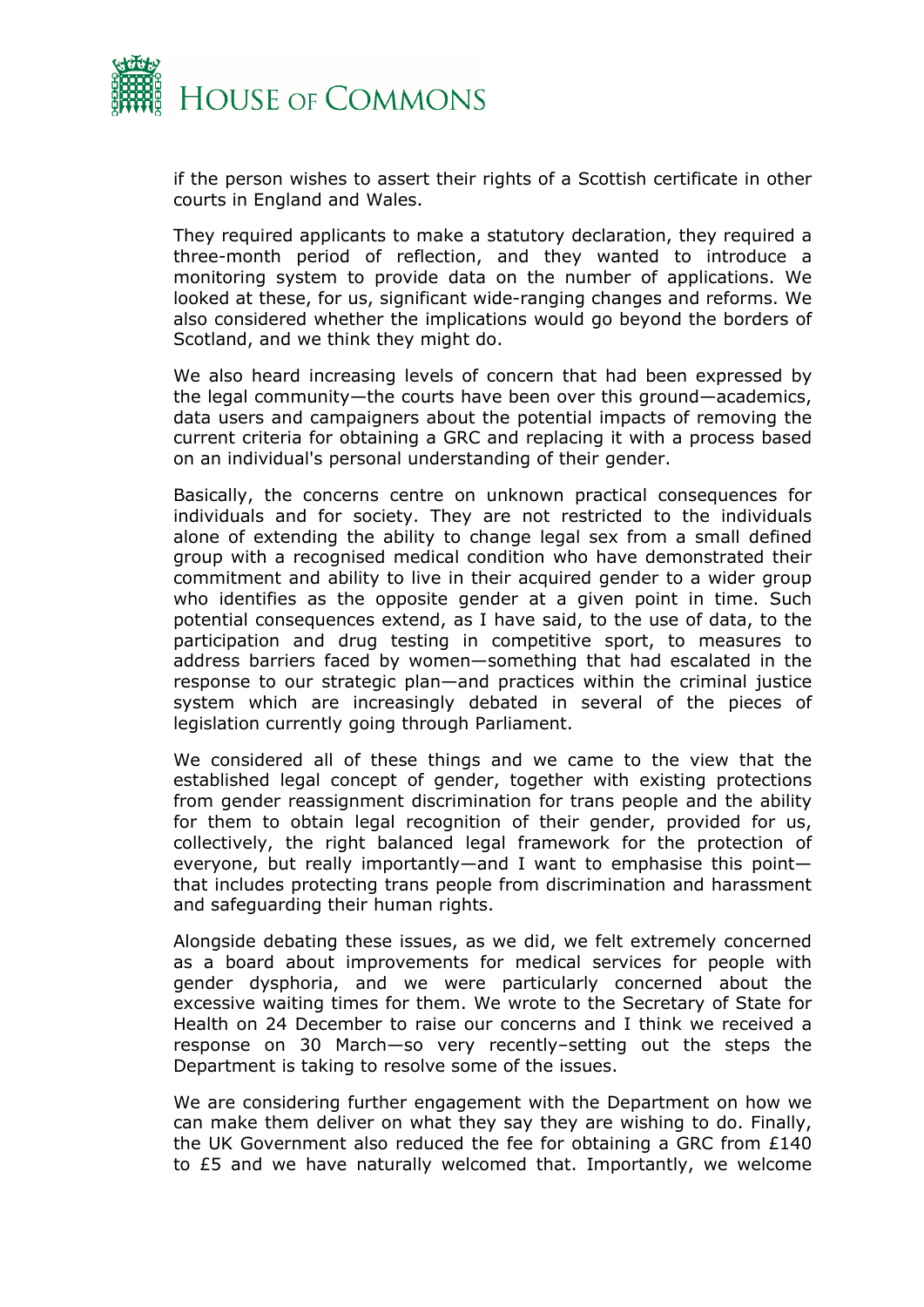if the person wishes to assert their rights of a Scottish certificate in other courts in England and Wales.

They required applicants to make a statutory declaration, they required a three-month period of reflection, and they wanted to introduce a monitoring system to provide data on the number of applications. We looked at these, for us, significant wide-ranging changes and reforms. We also considered whether the implications would go beyond the borders of Scotland, and we think they might do.

We also heard increasing levels of concern that had been expressed by the legal community—the courts have been over this ground—academics, data users and campaigners about the potential impacts of removing the current criteria for obtaining a GRC and replacing it with a process based on an individual's personal understanding of their gender.

Basically, the concerns centre on unknown practical consequences for individuals and for society. They are not restricted to the individuals alone of extending the ability to change legal sex from a small defined group with a recognised medical condition who have demonstrated their commitment and ability to live in their acquired gender to a wider group who identifies as the opposite gender at a given point in time. Such potential consequences extend, as I have said, to the use of data, to the participation and drug testing in competitive sport, to measures to address barriers faced by women—something that had escalated in the response to our strategic plan—and practices within the criminal justice system which are increasingly debated in several of the pieces of legislation currently going through Parliament.

We considered all of these things and we came to the view that the established legal concept of gender, together with existing protections from gender reassignment discrimination for trans people and the ability for them to obtain legal recognition of their gender, provided for us, collectively, the right balanced legal framework for the protection of everyone, but really importantly—and I want to emphasise this point—that includes protecting trans people from discrimination and harassment and safeguarding their human rights.

Alongside debating these issues, as we did, we felt extremely concerned as a board about improvements for medical services for people with gender dysphoria, and we were particularly concerned about the excessive waiting times for them. We wrote to the Secretary of State for Health on 24 December to raise our concerns and I think we received a response on 30 March—so very recently–setting out the steps the Department is taking to resolve some of the issues.

We are considering further engagement with the Department on how we can make them deliver on what they say they are wishing to do. Finally, the UK Government also reduced the fee for obtaining a GRC from £140 to £5 and we have naturally welcomed that. Importantly, we welcome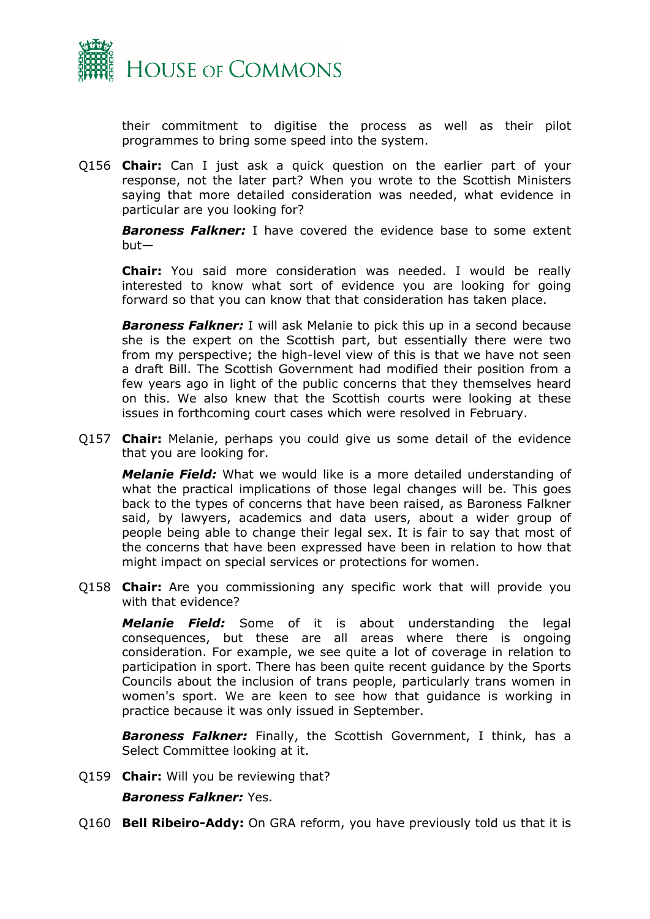their commitment to digitise the process as well as their pilot programmes to bring some speed into the system.

Q156 **Chair:** Can I just ask a quick question on the earlier part of your response, not the later part? When you wrote to the Scottish Ministers saying that more detailed consideration was needed, what evidence in particular are you looking for?

***Baroness Falkner:*** I have covered the evidence base to some extent but—

**Chair:** You said more consideration was needed. I would be really interested to know what sort of evidence you are looking for going forward so that you can know that that consideration has taken place.

***Baroness Falkner:*** I will ask Melanie to pick this up in a second because she is the expert on the Scottish part, but essentially there were two from my perspective; the high-level view of this is that we have not seen a draft Bill. The Scottish Government had modified their position from a few years ago in light of the public concerns that they themselves heard on this. We also knew that the Scottish courts were looking at these issues in forthcoming court cases which were resolved in February.

Q157 **Chair:** Melanie, perhaps you could give us some detail of the evidence that you are looking for.

***Melanie Field:*** What we would like is a more detailed understanding of what the practical implications of those legal changes will be. This goes back to the types of concerns that have been raised, as Baroness Falkner said, by lawyers, academics and data users, about a wider group of people being able to change their legal sex. It is fair to say that most of the concerns that have been expressed have been in relation to how that might impact on special services or protections for women.

Q158 **Chair:** Are you commissioning any specific work that will provide you with that evidence?

***Melanie Field:*** Some of it is about understanding the legal consequences, but these are all areas where there is ongoing consideration. For example, we see quite a lot of coverage in relation to participation in sport. There has been quite recent guidance by the Sports Councils about the inclusion of trans people, particularly trans women in women's sport. We are keen to see how that guidance is working in practice because it was only issued in September.

***Baroness Falkner:*** Finally, the Scottish Government, I think, has a Select Committee looking at it.

Q159 **Chair:** Will you be reviewing that?

***Baroness Falkner:*** Yes.

Q160 **Bell Ribeiro-Addy:** On GRA reform, you have previously told us that it is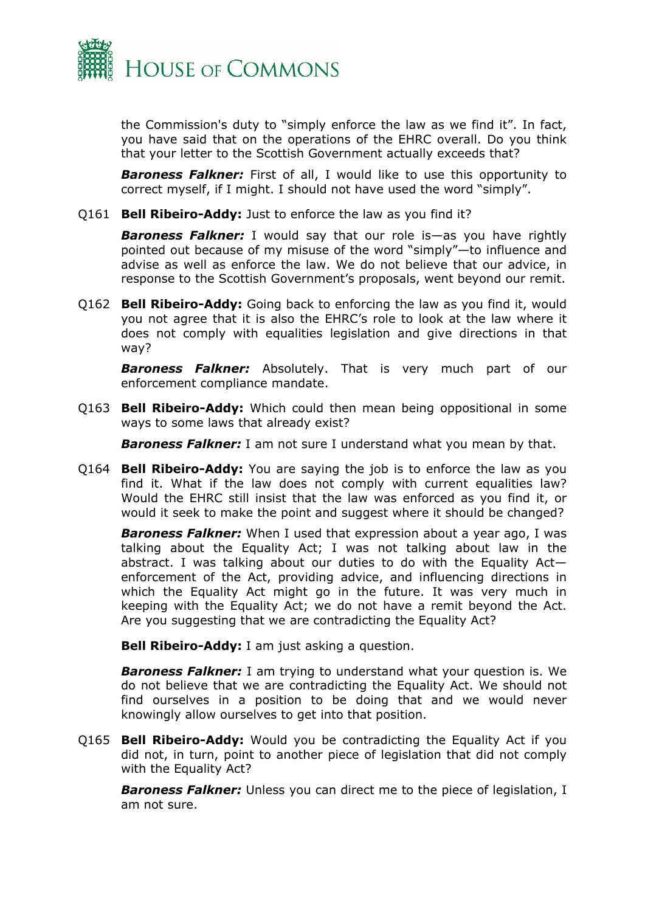the Commission's duty to "simply enforce the law as we find it". In fact, you have said that on the operations of the EHRC overall. Do you think that your letter to the Scottish Government actually exceeds that?

***Baroness Falkner:*** First of all, I would like to use this opportunity to correct myself, if I might. I should not have used the word "simply".

Q161 **Bell Ribeiro-Addy:** Just to enforce the law as you find it?

***Baroness Falkner:*** I would say that our role is—as you have rightly pointed out because of my misuse of the word "simply"—to influence and advise as well as enforce the law. We do not believe that our advice, in response to the Scottish Government's proposals, went beyond our remit.

Q162 **Bell Ribeiro-Addy:** Going back to enforcing the law as you find it, would you not agree that it is also the EHRC's role to look at the law where it does not comply with equalities legislation and give directions in that way?

***Baroness Falkner:*** Absolutely. That is very much part of our enforcement compliance mandate.

Q163 **Bell Ribeiro-Addy:** Which could then mean being oppositional in some ways to some laws that already exist?

***Baroness Falkner:*** I am not sure I understand what you mean by that.

Q164 **Bell Ribeiro-Addy:** You are saying the job is to enforce the law as you find it. What if the law does not comply with current equalities law? Would the EHRC still insist that the law was enforced as you find it, or would it seek to make the point and suggest where it should be changed?

***Baroness Falkner:*** When I used that expression about a year ago, I was talking about the Equality Act; I was not talking about law in the abstract. I was talking about our duties to do with the Equality Act—enforcement of the Act, providing advice, and influencing directions in which the Equality Act might go in the future. It was very much in keeping with the Equality Act; we do not have a remit beyond the Act. Are you suggesting that we are contradicting the Equality Act?

**Bell Ribeiro-Addy:** I am just asking a question.

***Baroness Falkner:*** I am trying to understand what your question is. We do not believe that we are contradicting the Equality Act. We should not find ourselves in a position to be doing that and we would never knowingly allow ourselves to get into that position.

Q165 **Bell Ribeiro-Addy:** Would you be contradicting the Equality Act if you did not, in turn, point to another piece of legislation that did not comply with the Equality Act?

***Baroness Falkner:*** Unless you can direct me to the piece of legislation, I am not sure.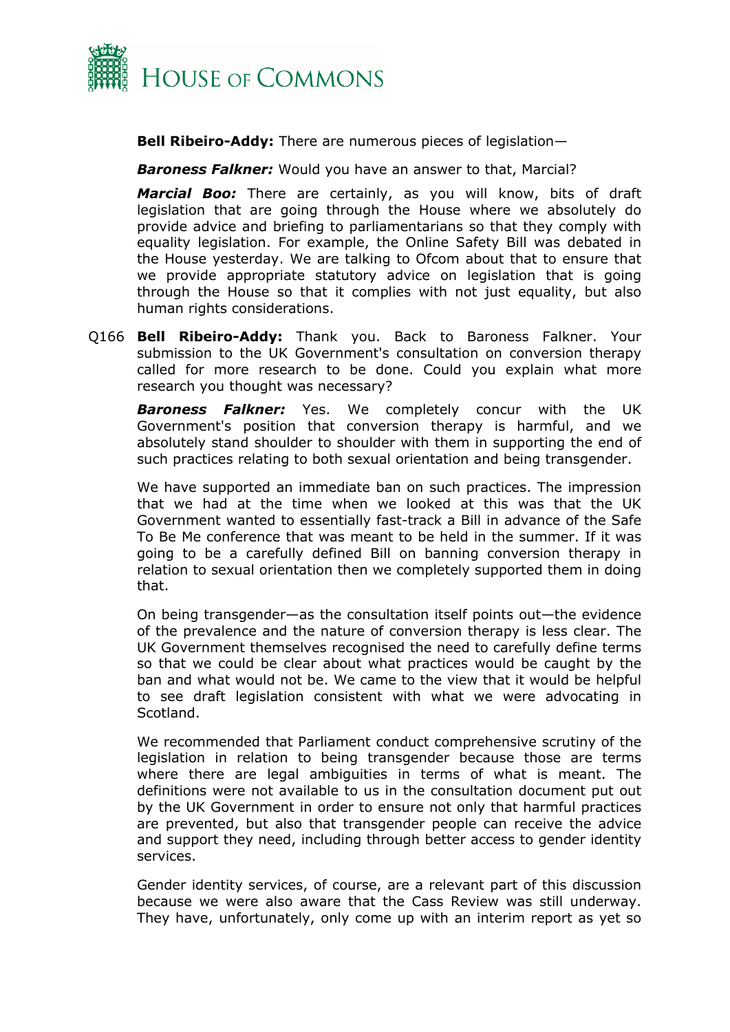**Bell Ribeiro-Addy:** There are numerous pieces of legislation—

***Baroness Falkner:*** Would you have an answer to that, Marcial?

***Marcial Boo:*** There are certainly, as you will know, bits of draft legislation that are going through the House where we absolutely do provide advice and briefing to parliamentarians so that they comply with equality legislation. For example, the Online Safety Bill was debated in the House yesterday. We are talking to Ofcom about that to ensure that we provide appropriate statutory advice on legislation that is going through the House so that it complies with not just equality, but also human rights considerations.

Q166 **Bell Ribeiro-Addy:** Thank you. Back to Baroness Falkner. Your submission to the UK Government's consultation on conversion therapy called for more research to be done. Could you explain what more research you thought was necessary?

***Baroness Falkner:*** Yes. We completely concur with the UK Government's position that conversion therapy is harmful, and we absolutely stand shoulder to shoulder with them in supporting the end of such practices relating to both sexual orientation and being transgender.

We have supported an immediate ban on such practices. The impression that we had at the time when we looked at this was that the UK Government wanted to essentially fast-track a Bill in advance of the Safe To Be Me conference that was meant to be held in the summer. If it was going to be a carefully defined Bill on banning conversion therapy in relation to sexual orientation then we completely supported them in doing that.

On being transgender—as the consultation itself points out—the evidence of the prevalence and the nature of conversion therapy is less clear. The UK Government themselves recognised the need to carefully define terms so that we could be clear about what practices would be caught by the ban and what would not be. We came to the view that it would be helpful to see draft legislation consistent with what we were advocating in Scotland.

We recommended that Parliament conduct comprehensive scrutiny of the legislation in relation to being transgender because those are terms where there are legal ambiguities in terms of what is meant. The definitions were not available to us in the consultation document put out by the UK Government in order to ensure not only that harmful practices are prevented, but also that transgender people can receive the advice and support they need, including through better access to gender identity services.

Gender identity services, of course, are a relevant part of this discussion because we were also aware that the Cass Review was still underway. They have, unfortunately, only come up with an interim report as yet so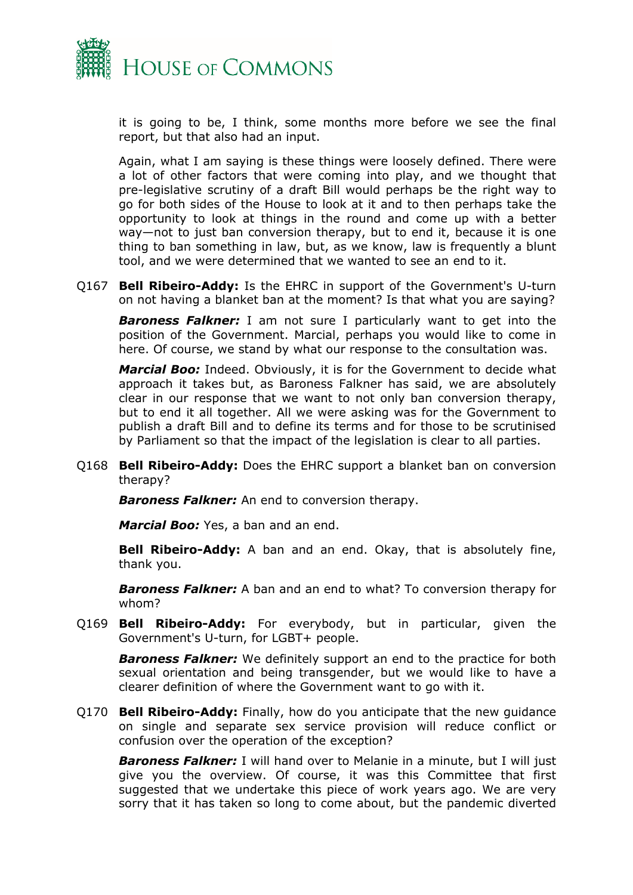it is going to be, I think, some months more before we see the final report, but that also had an input.

Again, what I am saying is these things were loosely defined. There were a lot of other factors that were coming into play, and we thought that pre-legislative scrutiny of a draft Bill would perhaps be the right way to go for both sides of the House to look at it and to then perhaps take the opportunity to look at things in the round and come up with a better way—not to just ban conversion therapy, but to end it, because it is one thing to ban something in law, but, as we know, law is frequently a blunt tool, and we were determined that we wanted to see an end to it.

Q167 **Bell Ribeiro-Addy:** Is the EHRC in support of the Government's U-turn on not having a blanket ban at the moment? Is that what you are saying?

***Baroness Falkner:*** I am not sure I particularly want to get into the position of the Government. Marcial, perhaps you would like to come in here. Of course, we stand by what our response to the consultation was.

***Marcial Boo:*** Indeed. Obviously, it is for the Government to decide what approach it takes but, as Baroness Falkner has said, we are absolutely clear in our response that we want to not only ban conversion therapy, but to end it all together. All we were asking was for the Government to publish a draft Bill and to define its terms and for those to be scrutinised by Parliament so that the impact of the legislation is clear to all parties.

Q168 **Bell Ribeiro-Addy:** Does the EHRC support a blanket ban on conversion therapy?

***Baroness Falkner:*** An end to conversion therapy.

***Marcial Boo:*** Yes, a ban and an end.

**Bell Ribeiro-Addy:** A ban and an end. Okay, that is absolutely fine, thank you.

***Baroness Falkner:*** A ban and an end to what? To conversion therapy for whom?

Q169 **Bell Ribeiro-Addy:** For everybody, but in particular, given the Government's U-turn, for LGBT+ people.

***Baroness Falkner:*** We definitely support an end to the practice for both sexual orientation and being transgender, but we would like to have a clearer definition of where the Government want to go with it.

Q170 **Bell Ribeiro-Addy:** Finally, how do you anticipate that the new guidance on single and separate sex service provision will reduce conflict or confusion over the operation of the exception?

***Baroness Falkner:*** I will hand over to Melanie in a minute, but I will just give you the overview. Of course, it was this Committee that first suggested that we undertake this piece of work years ago. We are very sorry that it has taken so long to come about, but the pandemic diverted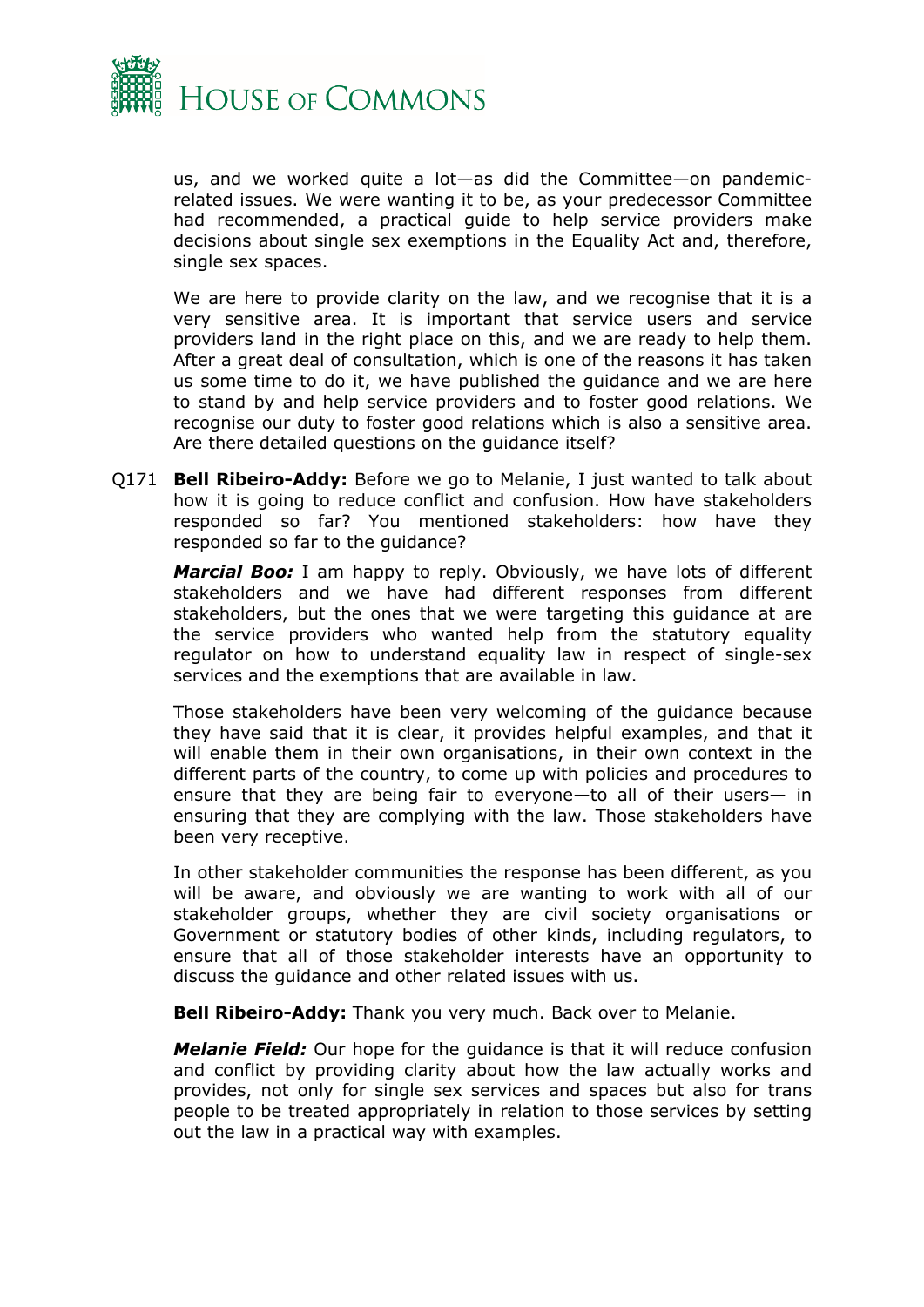us, and we worked quite a lot—as did the Committee—on pandemic-related issues. We were wanting it to be, as your predecessor Committee had recommended, a practical guide to help service providers make decisions about single sex exemptions in the Equality Act and, therefore, single sex spaces.

We are here to provide clarity on the law, and we recognise that it is a very sensitive area. It is important that service users and service providers land in the right place on this, and we are ready to help them. After a great deal of consultation, which is one of the reasons it has taken us some time to do it, we have published the guidance and we are here to stand by and help service providers and to foster good relations. We recognise our duty to foster good relations which is also a sensitive area. Are there detailed questions on the guidance itself?

Q171 **Bell Ribeiro-Addy:** Before we go to Melanie, I just wanted to talk about how it is going to reduce conflict and confusion. How have stakeholders responded so far? You mentioned stakeholders: how have they responded so far to the guidance?

***Marcial Boo:*** I am happy to reply. Obviously, we have lots of different stakeholders and we have had different responses from different stakeholders, but the ones that we were targeting this guidance at are the service providers who wanted help from the statutory equality regulator on how to understand equality law in respect of single-sex services and the exemptions that are available in law.

Those stakeholders have been very welcoming of the guidance because they have said that it is clear, it provides helpful examples, and that it will enable them in their own organisations, in their own context in the different parts of the country, to come up with policies and procedures to ensure that they are being fair to everyone—to all of their users— in ensuring that they are complying with the law. Those stakeholders have been very receptive.

In other stakeholder communities the response has been different, as you will be aware, and obviously we are wanting to work with all of our stakeholder groups, whether they are civil society organisations or Government or statutory bodies of other kinds, including regulators, to ensure that all of those stakeholder interests have an opportunity to discuss the guidance and other related issues with us.

**Bell Ribeiro-Addy:** Thank you very much. Back over to Melanie.

***Melanie Field:*** Our hope for the guidance is that it will reduce confusion and conflict by providing clarity about how the law actually works and provides, not only for single sex services and spaces but also for trans people to be treated appropriately in relation to those services by setting out the law in a practical way with examples.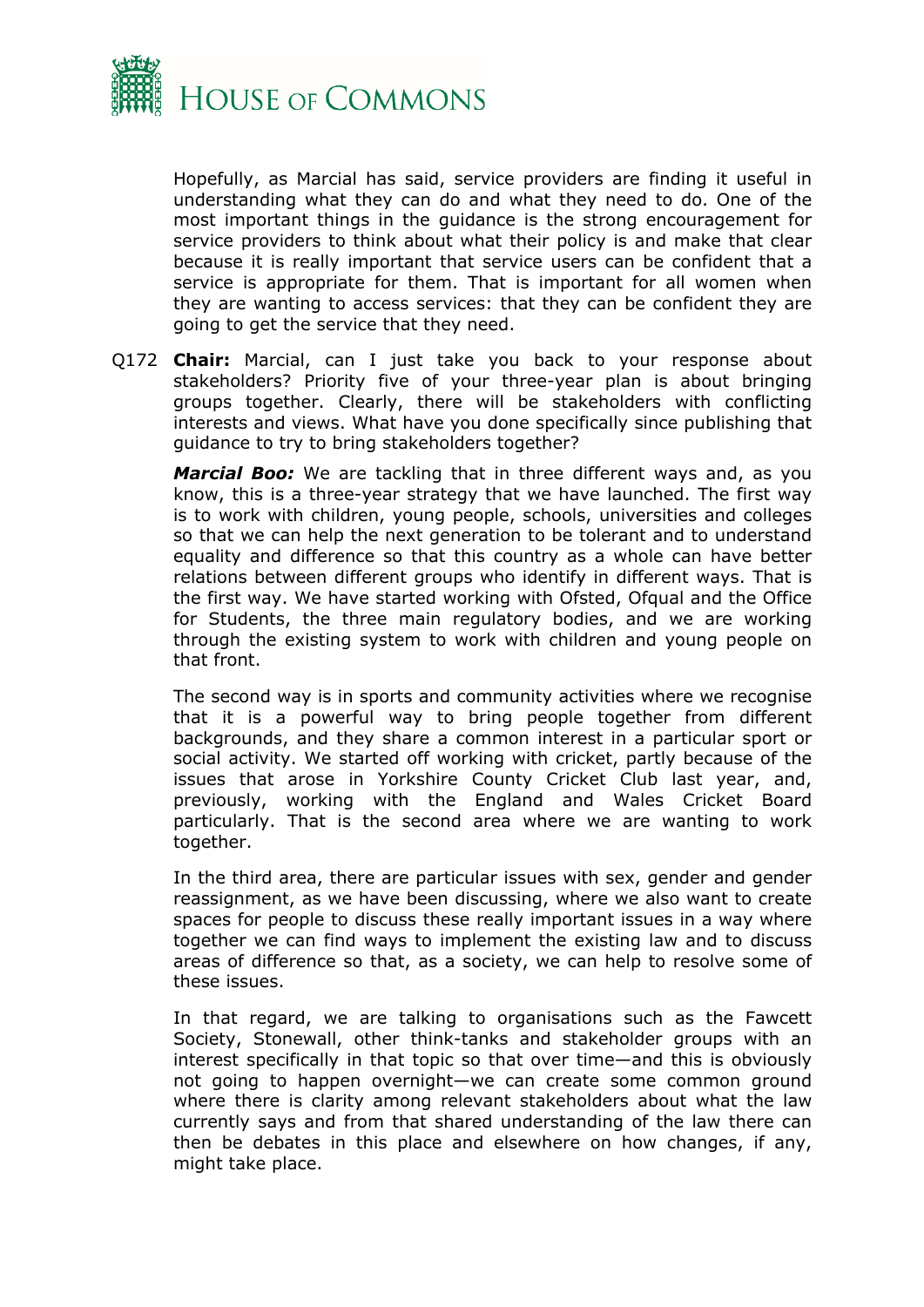Hopefully, as Marcial has said, service providers are finding it useful in understanding what they can do and what they need to do. One of the most important things in the guidance is the strong encouragement for service providers to think about what their policy is and make that clear because it is really important that service users can be confident that a service is appropriate for them. That is important for all women when they are wanting to access services: that they can be confident they are going to get the service that they need.

Q172 **Chair:** Marcial, can I just take you back to your response about stakeholders? Priority five of your three-year plan is about bringing groups together. Clearly, there will be stakeholders with conflicting interests and views. What have you done specifically since publishing that guidance to try to bring stakeholders together?

***Marcial Boo:*** We are tackling that in three different ways and, as you know, this is a three-year strategy that we have launched. The first way is to work with children, young people, schools, universities and colleges so that we can help the next generation to be tolerant and to understand equality and difference so that this country as a whole can have better relations between different groups who identify in different ways. That is the first way. We have started working with Ofsted, Ofqual and the Office for Students, the three main regulatory bodies, and we are working through the existing system to work with children and young people on that front.

The second way is in sports and community activities where we recognise that it is a powerful way to bring people together from different backgrounds, and they share a common interest in a particular sport or social activity. We started off working with cricket, partly because of the issues that arose in Yorkshire County Cricket Club last year, and, previously, working with the England and Wales Cricket Board particularly. That is the second area where we are wanting to work together.

In the third area, there are particular issues with sex, gender and gender reassignment, as we have been discussing, where we also want to create spaces for people to discuss these really important issues in a way where together we can find ways to implement the existing law and to discuss areas of difference so that, as a society, we can help to resolve some of these issues.

In that regard, we are talking to organisations such as the Fawcett Society, Stonewall, other think-tanks and stakeholder groups with an interest specifically in that topic so that over time—and this is obviously not going to happen overnight—we can create some common ground where there is clarity among relevant stakeholders about what the law currently says and from that shared understanding of the law there can then be debates in this place and elsewhere on how changes, if any, might take place.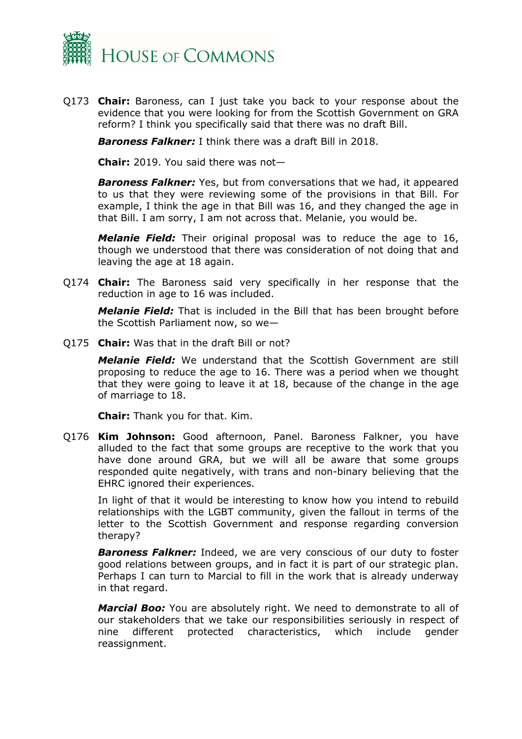Q173 **Chair:** Baroness, can I just take you back to your response about the evidence that you were looking for from the Scottish Government on GRA reform? I think you specifically said that there was no draft Bill.

***Baroness Falkner:*** I think there was a draft Bill in 2018.

**Chair:** 2019. You said there was not—

***Baroness Falkner:*** Yes, but from conversations that we had, it appeared to us that they were reviewing some of the provisions in that Bill. For example, I think the age in that Bill was 16, and they changed the age in that Bill. I am sorry, I am not across that. Melanie, you would be.

***Melanie Field:*** Their original proposal was to reduce the age to 16, though we understood that there was consideration of not doing that and leaving the age at 18 again.

Q174 **Chair:** The Baroness said very specifically in her response that the reduction in age to 16 was included.

***Melanie Field:*** That is included in the Bill that has been brought before the Scottish Parliament now, so we—

Q175 **Chair:** Was that in the draft Bill or not?

***Melanie Field:*** We understand that the Scottish Government are still proposing to reduce the age to 16. There was a period when we thought that they were going to leave it at 18, because of the change in the age of marriage to 18.

**Chair:** Thank you for that. Kim.

Q176 **Kim Johnson:** Good afternoon, Panel. Baroness Falkner, you have alluded to the fact that some groups are receptive to the work that you have done around GRA, but we will all be aware that some groups responded quite negatively, with trans and non-binary believing that the EHRC ignored their experiences.

In light of that it would be interesting to know how you intend to rebuild relationships with the LGBT community, given the fallout in terms of the letter to the Scottish Government and response regarding conversion therapy?

***Baroness Falkner:*** Indeed, we are very conscious of our duty to foster good relations between groups, and in fact it is part of our strategic plan. Perhaps I can turn to Marcial to fill in the work that is already underway in that regard.

***Marcial Boo:*** You are absolutely right. We need to demonstrate to all of our stakeholders that we take our responsibilities seriously in respect of nine different protected characteristics, which include gender reassignment.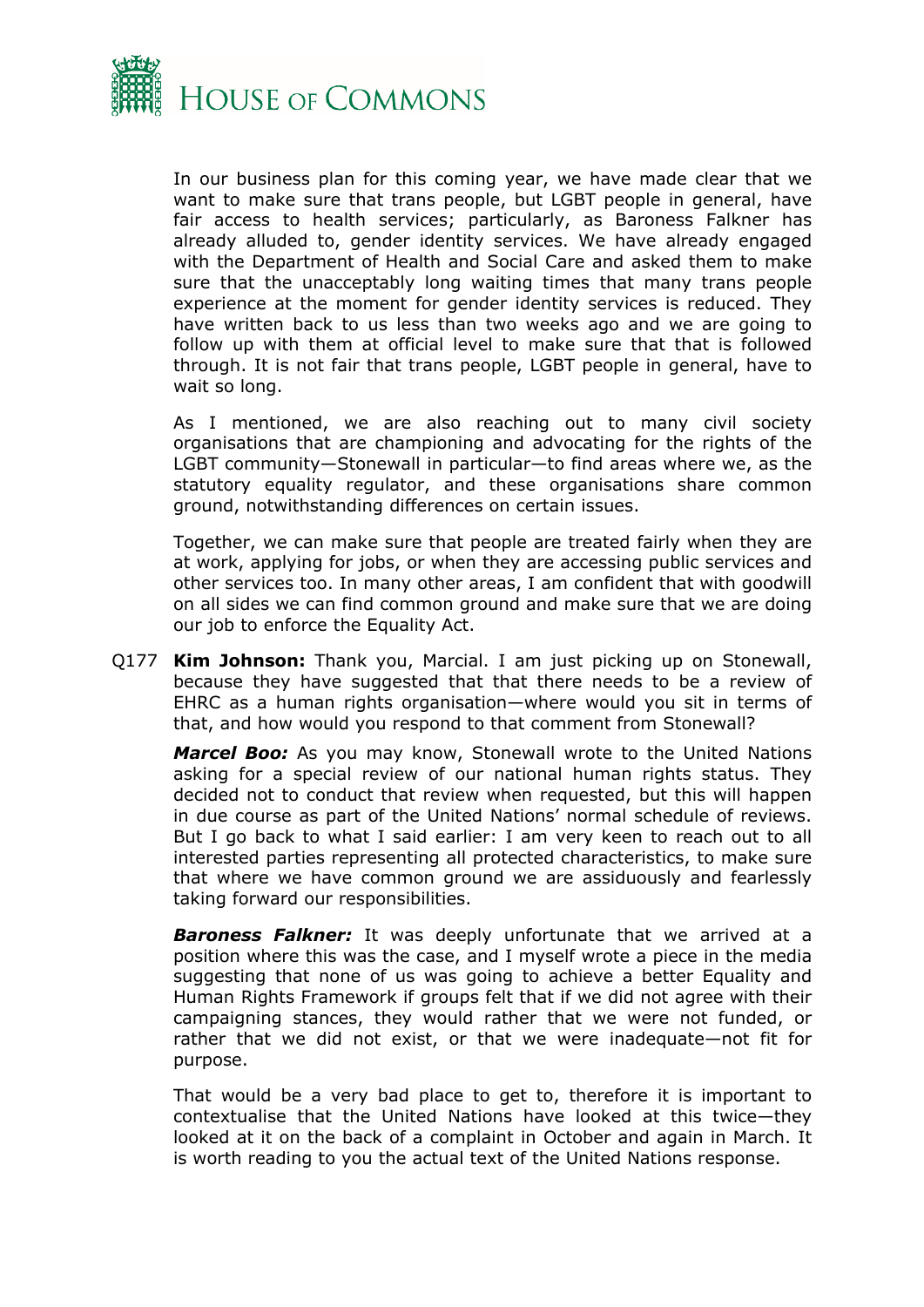In our business plan for this coming year, we have made clear that we want to make sure that trans people, but LGBT people in general, have fair access to health services; particularly, as Baroness Falkner has already alluded to, gender identity services. We have already engaged with the Department of Health and Social Care and asked them to make sure that the unacceptably long waiting times that many trans people experience at the moment for gender identity services is reduced. They have written back to us less than two weeks ago and we are going to follow up with them at official level to make sure that that is followed through. It is not fair that trans people, LGBT people in general, have to wait so long.

As I mentioned, we are also reaching out to many civil society organisations that are championing and advocating for the rights of the LGBT community—Stonewall in particular—to find areas where we, as the statutory equality regulator, and these organisations share common ground, notwithstanding differences on certain issues.

Together, we can make sure that people are treated fairly when they are at work, applying for jobs, or when they are accessing public services and other services too. In many other areas, I am confident that with goodwill on all sides we can find common ground and make sure that we are doing our job to enforce the Equality Act.

Q177 **Kim Johnson:** Thank you, Marcial. I am just picking up on Stonewall, because they have suggested that that there needs to be a review of EHRC as a human rights organisation—where would you sit in terms of that, and how would you respond to that comment from Stonewall?

***Marcel Boo:*** As you may know, Stonewall wrote to the United Nations asking for a special review of our national human rights status. They decided not to conduct that review when requested, but this will happen in due course as part of the United Nations' normal schedule of reviews. But I go back to what I said earlier: I am very keen to reach out to all interested parties representing all protected characteristics, to make sure that where we have common ground we are assiduously and fearlessly taking forward our responsibilities.

***Baroness Falkner:*** It was deeply unfortunate that we arrived at a position where this was the case, and I myself wrote a piece in the media suggesting that none of us was going to achieve a better Equality and Human Rights Framework if groups felt that if we did not agree with their campaigning stances, they would rather that we were not funded, or rather that we did not exist, or that we were inadequate—not fit for purpose.

That would be a very bad place to get to, therefore it is important to contextualise that the United Nations have looked at this twice—they looked at it on the back of a complaint in October and again in March. It is worth reading to you the actual text of the United Nations response.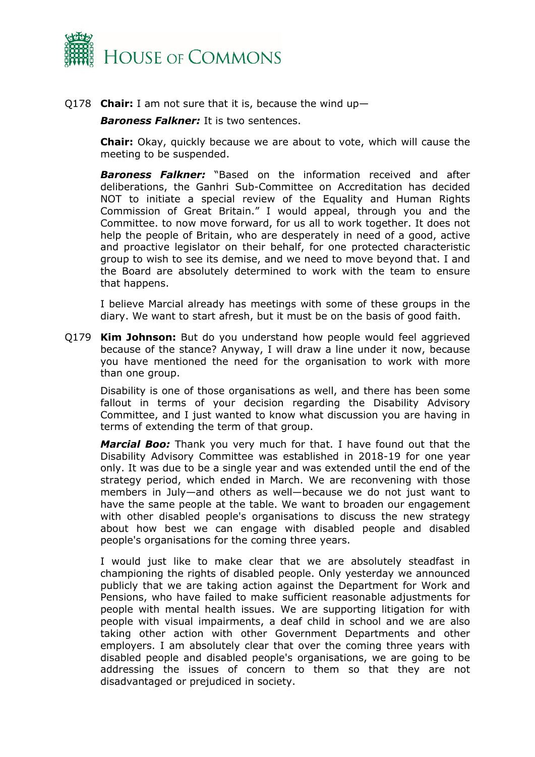Q178 **Chair:** I am not sure that it is, because the wind up—

***Baroness Falkner:*** It is two sentences.

**Chair:** Okay, quickly because we are about to vote, which will cause the meeting to be suspended.

***Baroness Falkner:*** "Based on the information received and after deliberations, the Ganhri Sub-Committee on Accreditation has decided NOT to initiate a special review of the Equality and Human Rights Commission of Great Britain." I would appeal, through you and the Committee. to now move forward, for us all to work together. It does not help the people of Britain, who are desperately in need of a good, active and proactive legislator on their behalf, for one protected characteristic group to wish to see its demise, and we need to move beyond that. I and the Board are absolutely determined to work with the team to ensure that happens.

I believe Marcial already has meetings with some of these groups in the diary. We want to start afresh, but it must be on the basis of good faith.

Q179 **Kim Johnson:** But do you understand how people would feel aggrieved because of the stance? Anyway, I will draw a line under it now, because you have mentioned the need for the organisation to work with more than one group.

Disability is one of those organisations as well, and there has been some fallout in terms of your decision regarding the Disability Advisory Committee, and I just wanted to know what discussion you are having in terms of extending the term of that group.

***Marcial Boo:*** Thank you very much for that. I have found out that the Disability Advisory Committee was established in 2018-19 for one year only. It was due to be a single year and was extended until the end of the strategy period, which ended in March. We are reconvening with those members in July—and others as well—because we do not just want to have the same people at the table. We want to broaden our engagement with other disabled people's organisations to discuss the new strategy about how best we can engage with disabled people and disabled people's organisations for the coming three years.

I would just like to make clear that we are absolutely steadfast in championing the rights of disabled people. Only yesterday we announced publicly that we are taking action against the Department for Work and Pensions, who have failed to make sufficient reasonable adjustments for people with mental health issues. We are supporting litigation for with people with visual impairments, a deaf child in school and we are also taking other action with other Government Departments and other employers. I am absolutely clear that over the coming three years with disabled people and disabled people's organisations, we are going to be addressing the issues of concern to them so that they are not disadvantaged or prejudiced in society.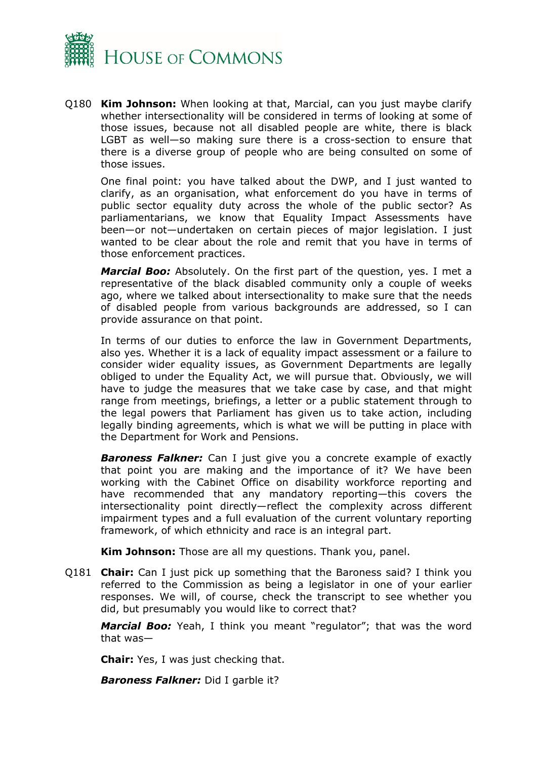Q180 **Kim Johnson:** When looking at that, Marcial, can you just maybe clarify whether intersectionality will be considered in terms of looking at some of those issues, because not all disabled people are white, there is black LGBT as well—so making sure there is a cross-section to ensure that there is a diverse group of people who are being consulted on some of those issues.

One final point: you have talked about the DWP, and I just wanted to clarify, as an organisation, what enforcement do you have in terms of public sector equality duty across the whole of the public sector? As parliamentarians, we know that Equality Impact Assessments have been—or not—undertaken on certain pieces of major legislation. I just wanted to be clear about the role and remit that you have in terms of those enforcement practices.

***Marcial Boo:*** Absolutely. On the first part of the question, yes. I met a representative of the black disabled community only a couple of weeks ago, where we talked about intersectionality to make sure that the needs of disabled people from various backgrounds are addressed, so I can provide assurance on that point.

In terms of our duties to enforce the law in Government Departments, also yes. Whether it is a lack of equality impact assessment or a failure to consider wider equality issues, as Government Departments are legally obliged to under the Equality Act, we will pursue that. Obviously, we will have to judge the measures that we take case by case, and that might range from meetings, briefings, a letter or a public statement through to the legal powers that Parliament has given us to take action, including legally binding agreements, which is what we will be putting in place with the Department for Work and Pensions.

***Baroness Falkner:*** Can I just give you a concrete example of exactly that point you are making and the importance of it? We have been working with the Cabinet Office on disability workforce reporting and have recommended that any mandatory reporting—this covers the intersectionality point directly—reflect the complexity across different impairment types and a full evaluation of the current voluntary reporting framework, of which ethnicity and race is an integral part.

**Kim Johnson:** Those are all my questions. Thank you, panel.

Q181 **Chair:** Can I just pick up something that the Baroness said? I think you referred to the Commission as being a legislator in one of your earlier responses. We will, of course, check the transcript to see whether you did, but presumably you would like to correct that?

***Marcial Boo:*** Yeah, I think you meant "regulator"; that was the word that was—

**Chair:** Yes, I was just checking that.

***Baroness Falkner:*** Did I garble it?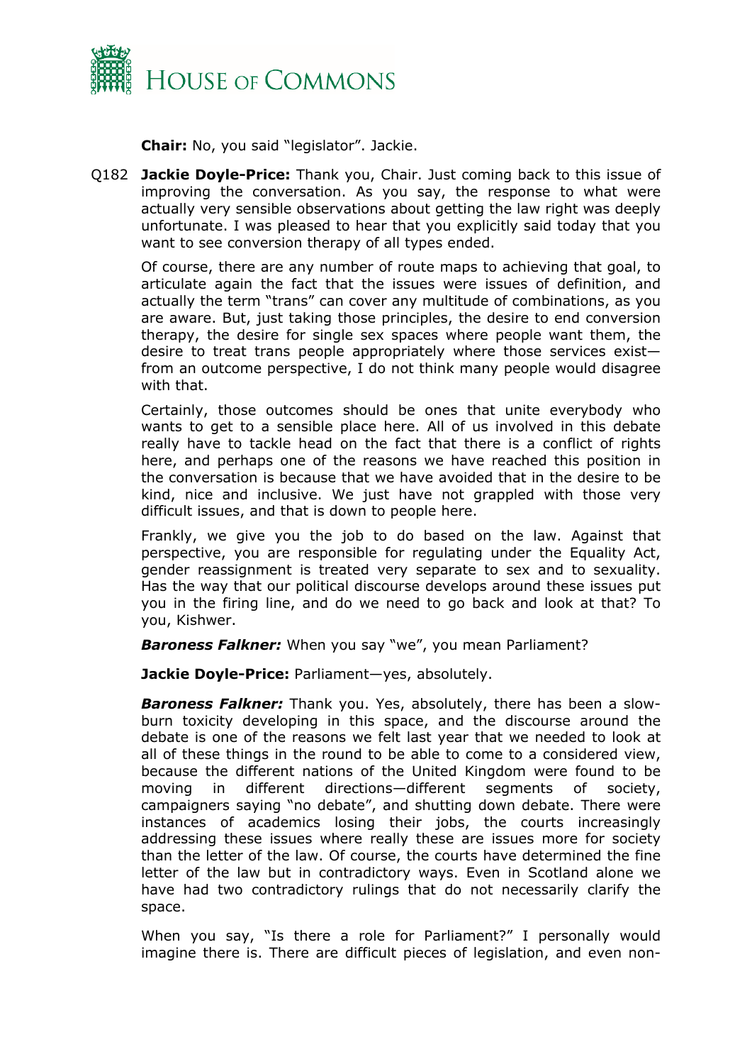**Chair:** No, you said "legislator". Jackie.

Q182 **Jackie Doyle-Price:** Thank you, Chair. Just coming back to this issue of improving the conversation. As you say, the response to what were actually very sensible observations about getting the law right was deeply unfortunate. I was pleased to hear that you explicitly said today that you want to see conversion therapy of all types ended.

Of course, there are any number of route maps to achieving that goal, to articulate again the fact that the issues were issues of definition, and actually the term "trans" can cover any multitude of combinations, as you are aware. But, just taking those principles, the desire to end conversion therapy, the desire for single sex spaces where people want them, the desire to treat trans people appropriately where those services exist—from an outcome perspective, I do not think many people would disagree with that.

Certainly, those outcomes should be ones that unite everybody who wants to get to a sensible place here. All of us involved in this debate really have to tackle head on the fact that there is a conflict of rights here, and perhaps one of the reasons we have reached this position in the conversation is because that we have avoided that in the desire to be kind, nice and inclusive. We just have not grappled with those very difficult issues, and that is down to people here.

Frankly, we give you the job to do based on the law. Against that perspective, you are responsible for regulating under the Equality Act, gender reassignment is treated very separate to sex and to sexuality. Has the way that our political discourse develops around these issues put you in the firing line, and do we need to go back and look at that? To you, Kishwer.

***Baroness Falkner:*** When you say "we", you mean Parliament?

**Jackie Doyle-Price:** Parliament—yes, absolutely.

***Baroness Falkner:*** Thank you. Yes, absolutely, there has been a slow-burn toxicity developing in this space, and the discourse around the debate is one of the reasons we felt last year that we needed to look at all of these things in the round to be able to come to a considered view, because the different nations of the United Kingdom were found to be moving in different directions—different segments of society, campaigners saying "no debate", and shutting down debate. There were instances of academics losing their jobs, the courts increasingly addressing these issues where really these are issues more for society than the letter of the law. Of course, the courts have determined the fine letter of the law but in contradictory ways. Even in Scotland alone we have had two contradictory rulings that do not necessarily clarify the space.

When you say, "Is there a role for Parliament?" I personally would imagine there is. There are difficult pieces of legislation, and even non-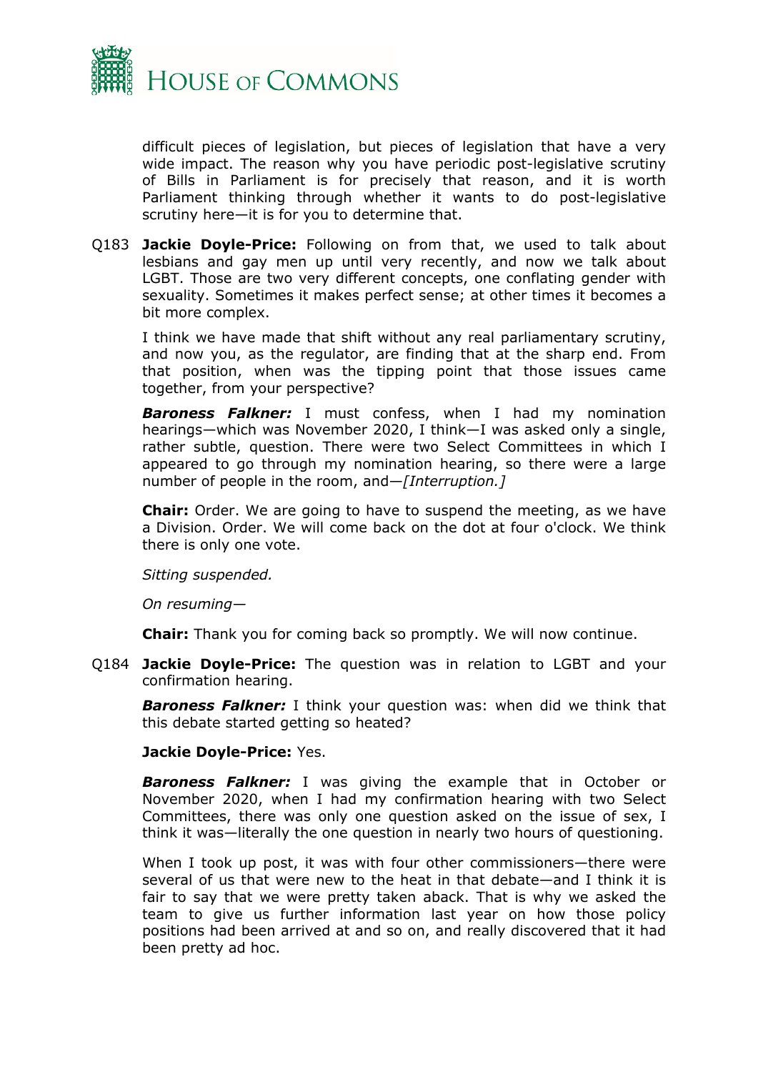difficult pieces of legislation, but pieces of legislation that have a very wide impact. The reason why you have periodic post-legislative scrutiny of Bills in Parliament is for precisely that reason, and it is worth Parliament thinking through whether it wants to do post-legislative scrutiny here—it is for you to determine that.

Q183 **Jackie Doyle-Price:** Following on from that, we used to talk about lesbians and gay men up until very recently, and now we talk about LGBT. Those are two very different concepts, one conflating gender with sexuality. Sometimes it makes perfect sense; at other times it becomes a bit more complex.

I think we have made that shift without any real parliamentary scrutiny, and now you, as the regulator, are finding that at the sharp end. From that position, when was the tipping point that those issues came together, from your perspective?

***Baroness Falkner:*** I must confess, when I had my nomination hearings—which was November 2020, I think—I was asked only a single, rather subtle, question. There were two Select Committees in which I appeared to go through my nomination hearing, so there were a large number of people in the room, and—*[Interruption.]*

**Chair:** Order. We are going to have to suspend the meeting, as we have a Division. Order. We will come back on the dot at four o'clock. We think there is only one vote.

*Sitting suspended.*

*On resuming—*

**Chair:** Thank you for coming back so promptly. We will now continue.

Q184 **Jackie Doyle-Price:** The question was in relation to LGBT and your confirmation hearing.

***Baroness Falkner:*** I think your question was: when did we think that this debate started getting so heated?

**Jackie Doyle-Price:** Yes.

***Baroness Falkner:*** I was giving the example that in October or November 2020, when I had my confirmation hearing with two Select Committees, there was only one question asked on the issue of sex, I think it was—literally the one question in nearly two hours of questioning.

When I took up post, it was with four other commissioners—there were several of us that were new to the heat in that debate—and I think it is fair to say that we were pretty taken aback. That is why we asked the team to give us further information last year on how those policy positions had been arrived at and so on, and really discovered that it had been pretty ad hoc.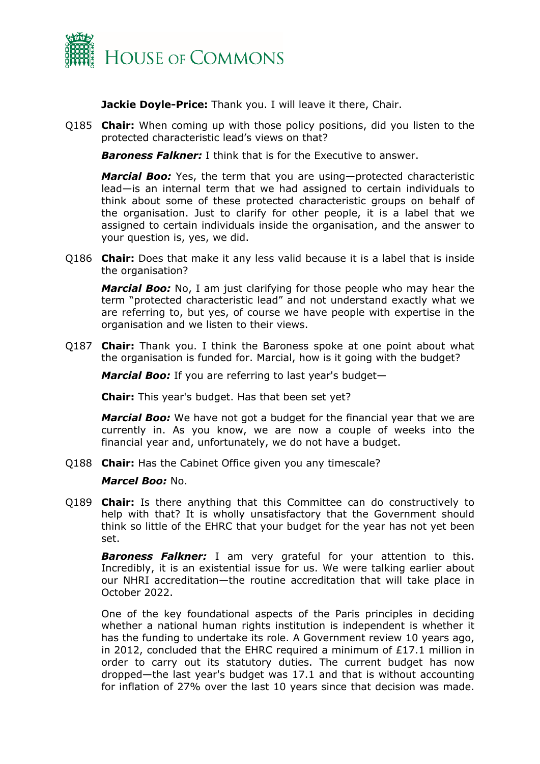**Jackie Doyle-Price:** Thank you. I will leave it there, Chair.

Q185 **Chair:** When coming up with those policy positions, did you listen to the protected characteristic lead's views on that?

***Baroness Falkner:*** I think that is for the Executive to answer.

***Marcial Boo:*** Yes, the term that you are using—protected characteristic lead—is an internal term that we had assigned to certain individuals to think about some of these protected characteristic groups on behalf of the organisation. Just to clarify for other people, it is a label that we assigned to certain individuals inside the organisation, and the answer to your question is, yes, we did.

Q186 **Chair:** Does that make it any less valid because it is a label that is inside the organisation?

***Marcial Boo:*** No, I am just clarifying for those people who may hear the term "protected characteristic lead" and not understand exactly what we are referring to, but yes, of course we have people with expertise in the organisation and we listen to their views.

Q187 **Chair:** Thank you. I think the Baroness spoke at one point about what the organisation is funded for. Marcial, how is it going with the budget?

***Marcial Boo:*** If you are referring to last year's budget—

**Chair:** This year's budget. Has that been set yet?

***Marcial Boo:*** We have not got a budget for the financial year that we are currently in. As you know, we are now a couple of weeks into the financial year and, unfortunately, we do not have a budget.

Q188 **Chair:** Has the Cabinet Office given you any timescale?

***Marcel Boo:*** No.

Q189 **Chair:** Is there anything that this Committee can do constructively to help with that? It is wholly unsatisfactory that the Government should think so little of the EHRC that your budget for the year has not yet been set.

***Baroness Falkner:*** I am very grateful for your attention to this. Incredibly, it is an existential issue for us. We were talking earlier about our NHRI accreditation—the routine accreditation that will take place in October 2022.

One of the key foundational aspects of the Paris principles in deciding whether a national human rights institution is independent is whether it has the funding to undertake its role. A Government review 10 years ago, in 2012, concluded that the EHRC required a minimum of £17.1 million in order to carry out its statutory duties. The current budget has now dropped—the last year's budget was 17.1 and that is without accounting for inflation of 27% over the last 10 years since that decision was made.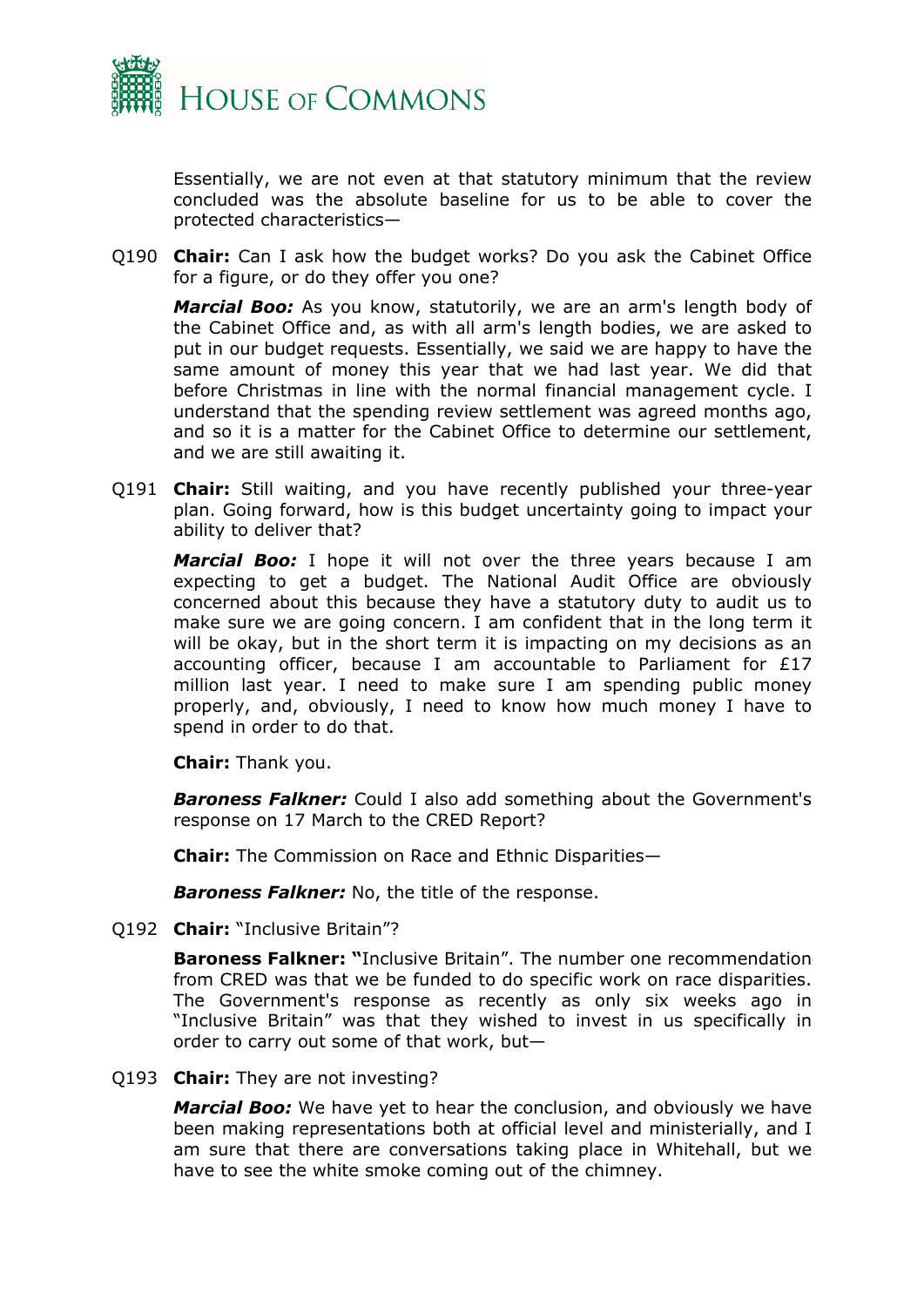Essentially, we are not even at that statutory minimum that the review concluded was the absolute baseline for us to be able to cover the protected characteristics—

Q190 **Chair:** Can I ask how the budget works? Do you ask the Cabinet Office for a figure, or do they offer you one?

***Marcial Boo:*** As you know, statutorily, we are an arm's length body of the Cabinet Office and, as with all arm's length bodies, we are asked to put in our budget requests. Essentially, we said we are happy to have the same amount of money this year that we had last year. We did that before Christmas in line with the normal financial management cycle. I understand that the spending review settlement was agreed months ago, and so it is a matter for the Cabinet Office to determine our settlement, and we are still awaiting it.

Q191 **Chair:** Still waiting, and you have recently published your three-year plan. Going forward, how is this budget uncertainty going to impact your ability to deliver that?

***Marcial Boo:*** I hope it will not over the three years because I am expecting to get a budget. The National Audit Office are obviously concerned about this because they have a statutory duty to audit us to make sure we are going concern. I am confident that in the long term it will be okay, but in the short term it is impacting on my decisions as an accounting officer, because I am accountable to Parliament for £17 million last year. I need to make sure I am spending public money properly, and, obviously, I need to know how much money I have to spend in order to do that.

**Chair:** Thank you.

***Baroness Falkner:*** Could I also add something about the Government's response on 17 March to the CRED Report?

**Chair:** The Commission on Race and Ethnic Disparities—

***Baroness Falkner:*** No, the title of the response.

Q192 **Chair:** "Inclusive Britain"?

**Baroness Falkner: "**Inclusive Britain". The number one recommendation from CRED was that we be funded to do specific work on race disparities. The Government's response as recently as only six weeks ago in "Inclusive Britain" was that they wished to invest in us specifically in order to carry out some of that work, but—

Q193 **Chair:** They are not investing?

***Marcial Boo:*** We have yet to hear the conclusion, and obviously we have been making representations both at official level and ministerially, and I am sure that there are conversations taking place in Whitehall, but we have to see the white smoke coming out of the chimney.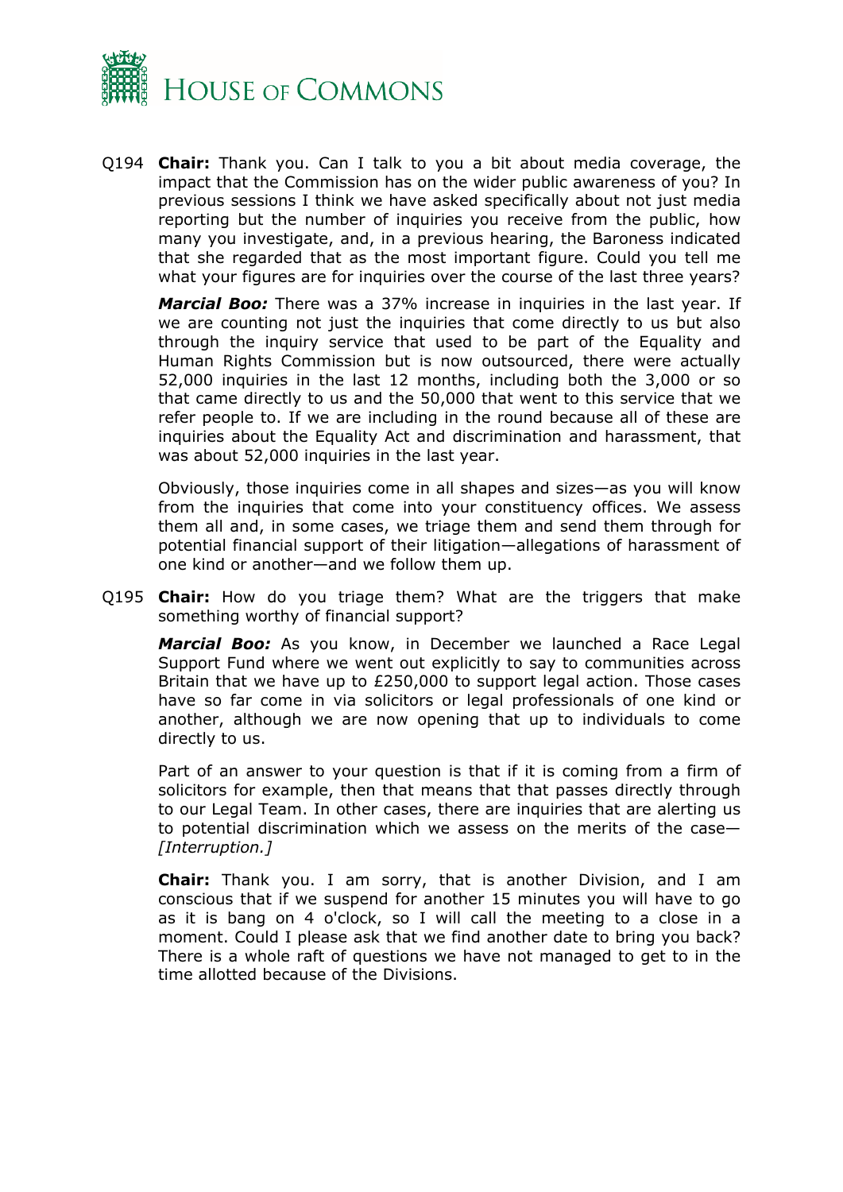Q194 **Chair:** Thank you. Can I talk to you a bit about media coverage, the impact that the Commission has on the wider public awareness of you? In previous sessions I think we have asked specifically about not just media reporting but the number of inquiries you receive from the public, how many you investigate, and, in a previous hearing, the Baroness indicated that she regarded that as the most important figure. Could you tell me what your figures are for inquiries over the course of the last three years?

***Marcial Boo:*** There was a 37% increase in inquiries in the last year. If we are counting not just the inquiries that come directly to us but also through the inquiry service that used to be part of the Equality and Human Rights Commission but is now outsourced, there were actually 52,000 inquiries in the last 12 months, including both the 3,000 or so that came directly to us and the 50,000 that went to this service that we refer people to. If we are including in the round because all of these are inquiries about the Equality Act and discrimination and harassment, that was about 52,000 inquiries in the last year.

Obviously, those inquiries come in all shapes and sizes—as you will know from the inquiries that come into your constituency offices. We assess them all and, in some cases, we triage them and send them through for potential financial support of their litigation—allegations of harassment of one kind or another—and we follow them up.

Q195 **Chair:** How do you triage them? What are the triggers that make something worthy of financial support?

***Marcial Boo:*** As you know, in December we launched a Race Legal Support Fund where we went out explicitly to say to communities across Britain that we have up to £250,000 to support legal action. Those cases have so far come in via solicitors or legal professionals of one kind or another, although we are now opening that up to individuals to come directly to us.

Part of an answer to your question is that if it is coming from a firm of solicitors for example, then that means that that passes directly through to our Legal Team. In other cases, there are inquiries that are alerting us to potential discrimination which we assess on the merits of the case—*[Interruption.]*

**Chair:** Thank you. I am sorry, that is another Division, and I am conscious that if we suspend for another 15 minutes you will have to go as it is bang on 4 o'clock, so I will call the meeting to a close in a moment. Could I please ask that we find another date to bring you back? There is a whole raft of questions we have not managed to get to in the time allotted because of the Divisions.